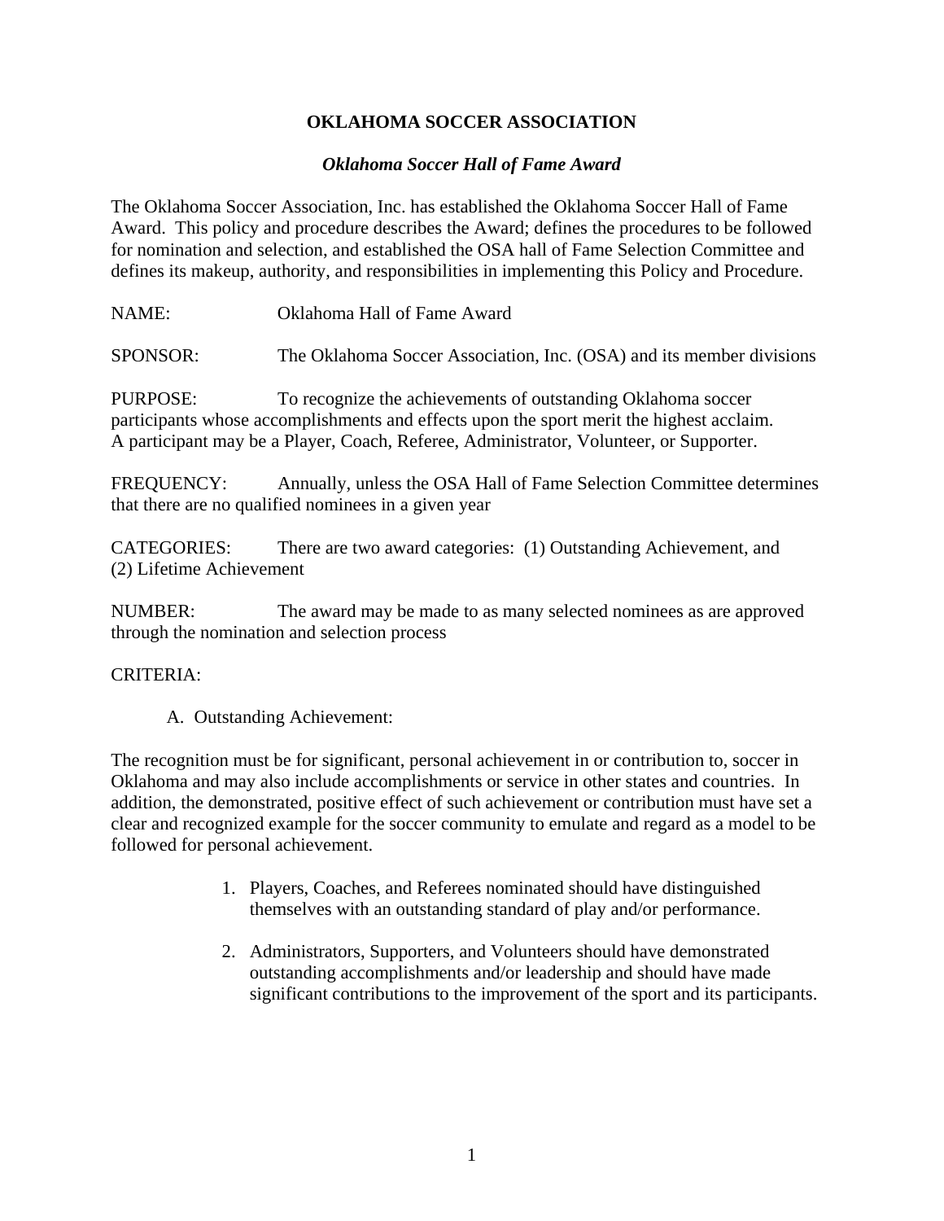# OKLAHOMA SOCCER ASSOCIATION

## *Oklahoma Soccer Hall of Fame Award*

The Oklahoma Soccer Association, Inc. has established the Oklahoma Soccer Hall of Fame Award. This policy and procedure describes the Award; defines the procedures to be followed for nomination and selection, and established the OSA hall of Fame Selection Committee and defines its makeup, authority, and responsibilities in implementing this Policy and Procedure.

NAME: Oklahoma Hall of Fame Award

SPONSOR: The Oklahoma Soccer Association, Inc. (OSA) and its member divisions

PURPOSE: To recognize the achievements of outstanding Oklahoma soccer participants whose accomplishments and effects upon the sport merit the highest acclaim. A participant may be a Player, Coach, Referee, Administrator, Volunteer, or Supporter.

FREQUENCY: Annually, unless the OSA Hall of Fame Selection Committee determines that there are no qualified nominees in a given year

CATEGORIES: There are two award categories: (1) Outstanding Achievement, and (2) Lifetime Achievement

NUMBER: The award may be made to as many selected nominees as are approved through the nomination and selection process

CRITERIA:

A. Outstanding Achievement:

The recognition must be for significant, personal achievement in or contribution to, soccer in Oklahoma and may also include accomplishments or service in other states and countries. In addition, the demonstrated, positive effect of such achievement or contribution must have set a clear and recognized example for the soccer community to emulate and regard as a model to be followed for personal achievement.

1. Players, Coaches, and Referees nominated should have distinguished themselves with an outstanding standard of play and/or performance.

2. Administrators, Supporters, and Volunteers should have demonstrated outstanding accomplishments and/or leadership and should have made significant contributions to the improvement of the sport and its participants.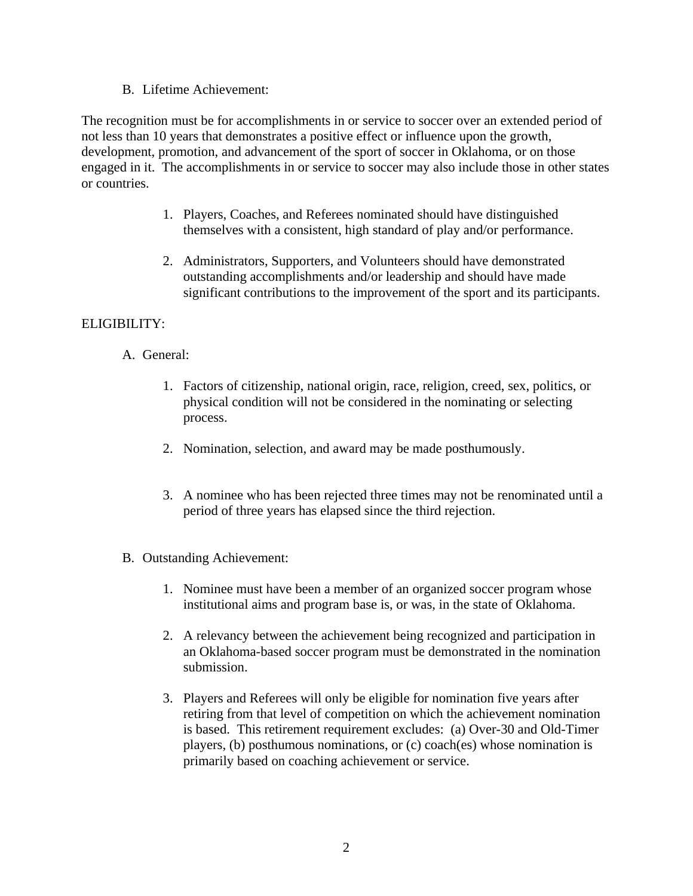B. Lifetime Achievement:

The recognition must be for accomplishments in or service to soccer over an extended period of not less than 10 years that demonstrates a positive effect or influence upon the growth, development, promotion, and advancement of the sport of soccer in Oklahoma, or on those engaged in it. The accomplishments in or service to soccer may also include those in other states or countries.

1. Players, Coaches, and Referees nominated should have distinguished themselves with a consistent, high standard of play and/or performance.

2. Administrators, Supporters, and Volunteers should have demonstrated outstanding accomplishments and/or leadership and should have made significant contributions to the improvement of the sport and its participants.

ELIGIBILITY:

A. General:

1. Factors of citizenship, national origin, race, religion, creed, sex, politics, or physical condition will not be considered in the nominating or selecting process.

2. Nomination, selection, and award may be made posthumously.

3. A nominee who has been rejected three times may not be renominated until a period of three years has elapsed since the third rejection.

B. Outstanding Achievement:

1. Nominee must have been a member of an organized soccer program whose institutional aims and program base is, or was, in the state of Oklahoma.

2. A relevancy between the achievement being recognized and participation in an Oklahoma-based soccer program must be demonstrated in the nomination submission.

3. Players and Referees will only be eligible for nomination five years after retiring from that level of competition on which the achievement nomination is based. This retirement requirement excludes: (a) Over-30 and Old-Timer players, (b) posthumous nominations, or (c) coach(es) whose nomination is primarily based on coaching achievement or service.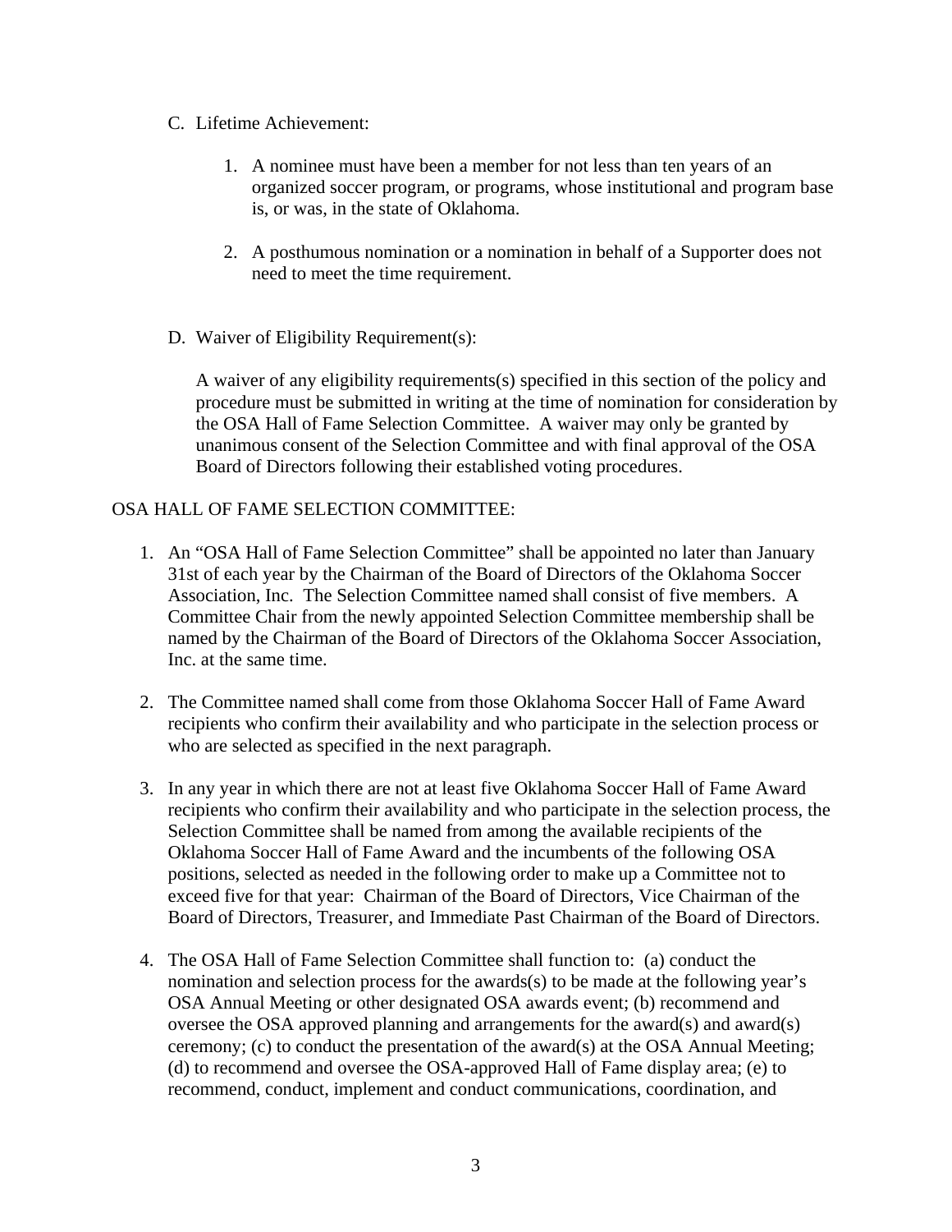C. Lifetime Achievement:

   1. A nominee must have been a member for not less than ten years of an organized soccer program, or programs, whose institutional and program base is, or was, in the state of Oklahoma.

   2. A posthumous nomination or a nomination in behalf of a Supporter does not need to meet the time requirement.

D. Waiver of Eligibility Requirement(s):

   A waiver of any eligibility requirements(s) specified in this section of the policy and procedure must be submitted in writing at the time of nomination for consideration by the OSA Hall of Fame Selection Committee. A waiver may only be granted by unanimous consent of the Selection Committee and with final approval of the OSA Board of Directors following their established voting procedures.

OSA HALL OF FAME SELECTION COMMITTEE:

1. An "OSA Hall of Fame Selection Committee" shall be appointed no later than January 31st of each year by the Chairman of the Board of Directors of the Oklahoma Soccer Association, Inc. The Selection Committee named shall consist of five members. A Committee Chair from the newly appointed Selection Committee membership shall be named by the Chairman of the Board of Directors of the Oklahoma Soccer Association, Inc. at the same time.

2. The Committee named shall come from those Oklahoma Soccer Hall of Fame Award recipients who confirm their availability and who participate in the selection process or who are selected as specified in the next paragraph.

3. In any year in which there are not at least five Oklahoma Soccer Hall of Fame Award recipients who confirm their availability and who participate in the selection process, the Selection Committee shall be named from among the available recipients of the Oklahoma Soccer Hall of Fame Award and the incumbents of the following OSA positions, selected as needed in the following order to make up a Committee not to exceed five for that year: Chairman of the Board of Directors, Vice Chairman of the Board of Directors, Treasurer, and Immediate Past Chairman of the Board of Directors.

4. The OSA Hall of Fame Selection Committee shall function to: (a) conduct the nomination and selection process for the awards(s) to be made at the following year's OSA Annual Meeting or other designated OSA awards event; (b) recommend and oversee the OSA approved planning and arrangements for the award(s) and award(s) ceremony; (c) to conduct the presentation of the award(s) at the OSA Annual Meeting; (d) to recommend and oversee the OSA-approved Hall of Fame display area; (e) to recommend, conduct, implement and conduct communications, coordination, and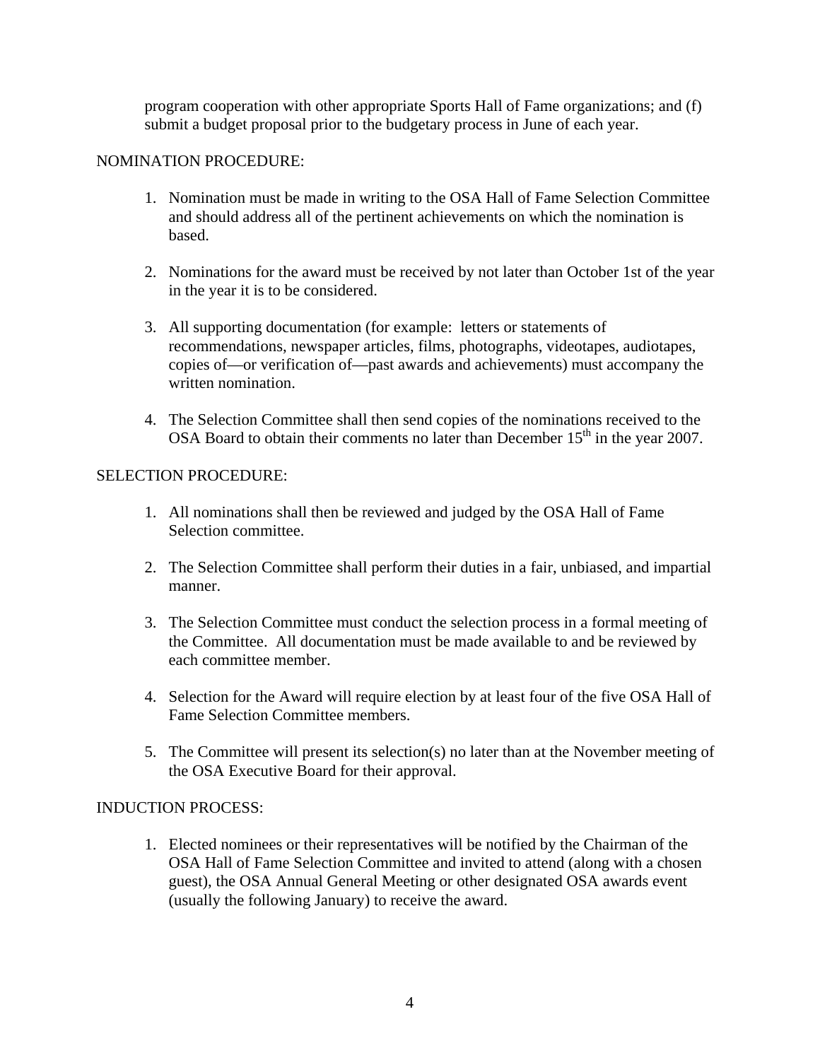program cooperation with other appropriate Sports Hall of Fame organizations; and (f) submit a budget proposal prior to the budgetary process in June of each year.

NOMINATION PROCEDURE:

1. Nomination must be made in writing to the OSA Hall of Fame Selection Committee and should address all of the pertinent achievements on which the nomination is based.

2. Nominations for the award must be received by not later than October 1st of the year in the year it is to be considered.

3. All supporting documentation (for example: letters or statements of recommendations, newspaper articles, films, photographs, videotapes, audiotapes, copies of—or verification of—past awards and achievements) must accompany the written nomination.

4. The Selection Committee shall then send copies of the nominations received to the OSA Board to obtain their comments no later than December 15th in the year 2007.

SELECTION PROCEDURE:

1. All nominations shall then be reviewed and judged by the OSA Hall of Fame Selection committee.

2. The Selection Committee shall perform their duties in a fair, unbiased, and impartial manner.

3. The Selection Committee must conduct the selection process in a formal meeting of the Committee. All documentation must be made available to and be reviewed by each committee member.

4. Selection for the Award will require election by at least four of the five OSA Hall of Fame Selection Committee members.

5. The Committee will present its selection(s) no later than at the November meeting of the OSA Executive Board for their approval.

INDUCTION PROCESS:

1. Elected nominees or their representatives will be notified by the Chairman of the OSA Hall of Fame Selection Committee and invited to attend (along with a chosen guest), the OSA Annual General Meeting or other designated OSA awards event (usually the following January) to receive the award.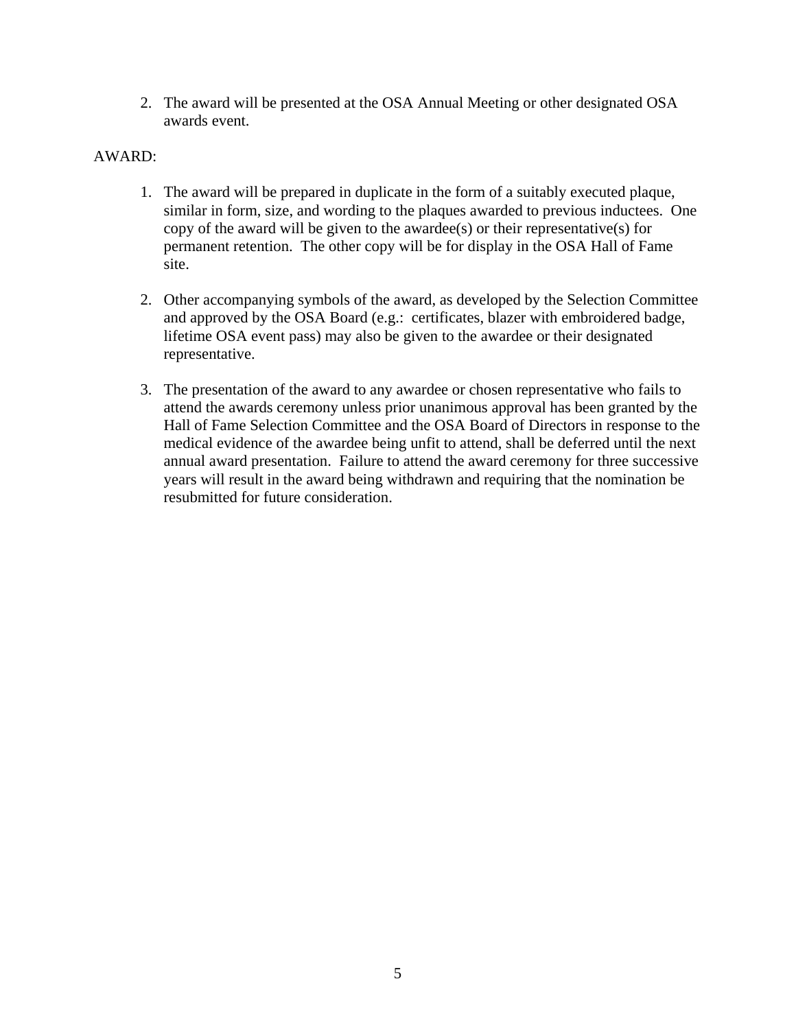2. The award will be presented at the OSA Annual Meeting or other designated OSA awards event.

AWARD:

1. The award will be prepared in duplicate in the form of a suitably executed plaque, similar in form, size, and wording to the plaques awarded to previous inductees. One copy of the award will be given to the awardee(s) or their representative(s) for permanent retention. The other copy will be for display in the OSA Hall of Fame site.

2. Other accompanying symbols of the award, as developed by the Selection Committee and approved by the OSA Board (e.g.: certificates, blazer with embroidered badge, lifetime OSA event pass) may also be given to the awardee or their designated representative.

3. The presentation of the award to any awardee or chosen representative who fails to attend the awards ceremony unless prior unanimous approval has been granted by the Hall of Fame Selection Committee and the OSA Board of Directors in response to the medical evidence of the awardee being unfit to attend, shall be deferred until the next annual award presentation. Failure to attend the award ceremony for three successive years will result in the award being withdrawn and requiring that the nomination be resubmitted for future consideration.